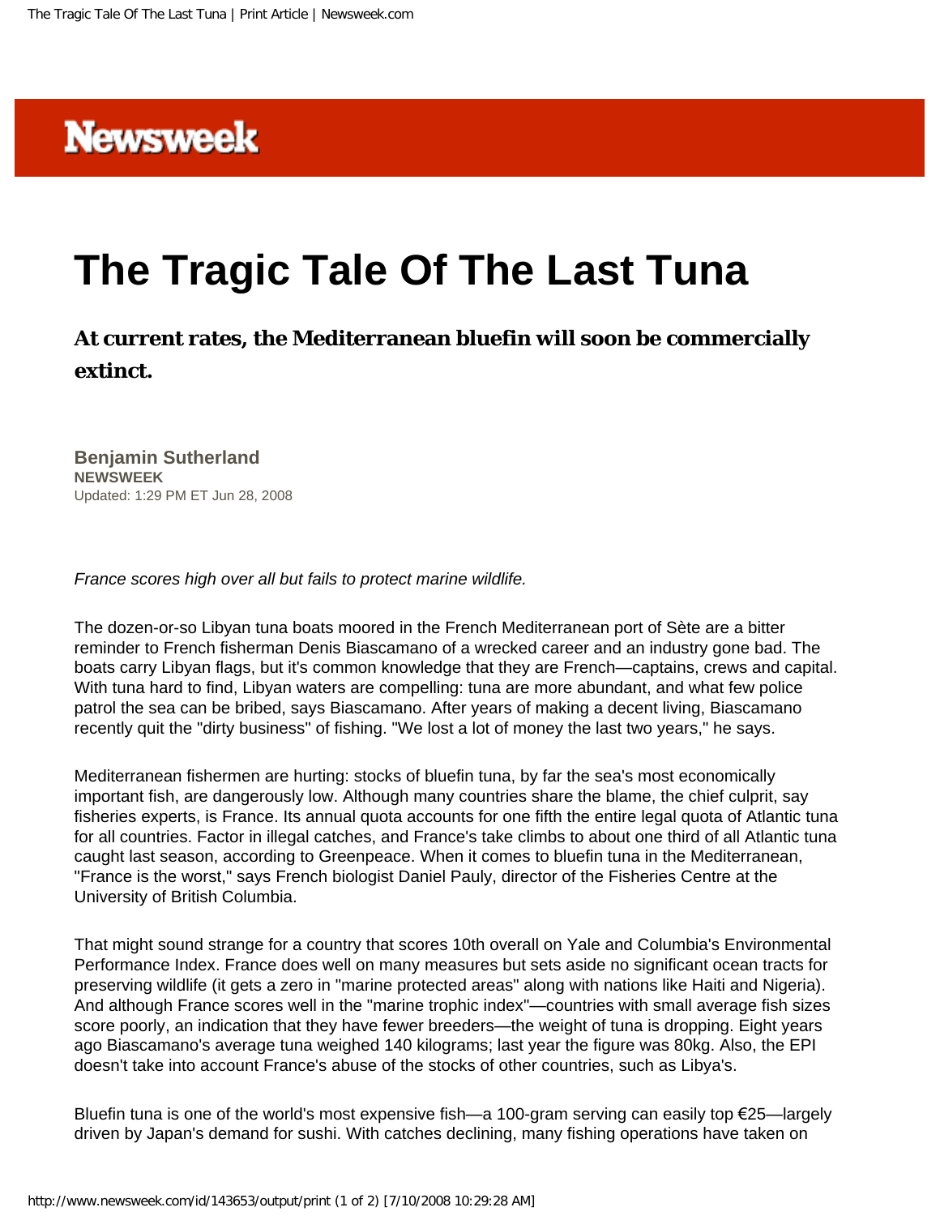Newsweek

# The Tragic Tale Of The Last Tuna

### At current rates, the Mediterranean bluefin will soon be commercially extinct.

**Benjamin Sutherland**
**NEWSWEEK**
Updated: 1:29 PM ET Jun 28, 2008

*France scores high over all but fails to protect marine wildlife.*

The dozen-or-so Libyan tuna boats moored in the French Mediterranean port of Sète are a bitter reminder to French fisherman Denis Biascamano of a wrecked career and an industry gone bad. The boats carry Libyan flags, but it's common knowledge that they are French—captains, crews and capital. With tuna hard to find, Libyan waters are compelling: tuna are more abundant, and what few police patrol the sea can be bribed, says Biascamano. After years of making a decent living, Biascamano recently quit the "dirty business" of fishing. "We lost a lot of money the last two years," he says.

Mediterranean fishermen are hurting: stocks of bluefin tuna, by far the sea's most economically important fish, are dangerously low. Although many countries share the blame, the chief culprit, say fisheries experts, is France. Its annual quota accounts for one fifth the entire legal quota of Atlantic tuna for all countries. Factor in illegal catches, and France's take climbs to about one third of all Atlantic tuna caught last season, according to Greenpeace. When it comes to bluefin tuna in the Mediterranean, "France is the worst," says French biologist Daniel Pauly, director of the Fisheries Centre at the University of British Columbia.

That might sound strange for a country that scores 10th overall on Yale and Columbia's Environmental Performance Index. France does well on many measures but sets aside no significant ocean tracts for preserving wildlife (it gets a zero in "marine protected areas" along with nations like Haiti and Nigeria). And although France scores well in the "marine trophic index"—countries with small average fish sizes score poorly, an indication that they have fewer breeders—the weight of tuna is dropping. Eight years ago Biascamano's average tuna weighed 140 kilograms; last year the figure was 80kg. Also, the EPI doesn't take into account France's abuse of the stocks of other countries, such as Libya's.

Bluefin tuna is one of the world's most expensive fish—a 100-gram serving can easily top €25—largely driven by Japan's demand for sushi. With catches declining, many fishing operations have taken on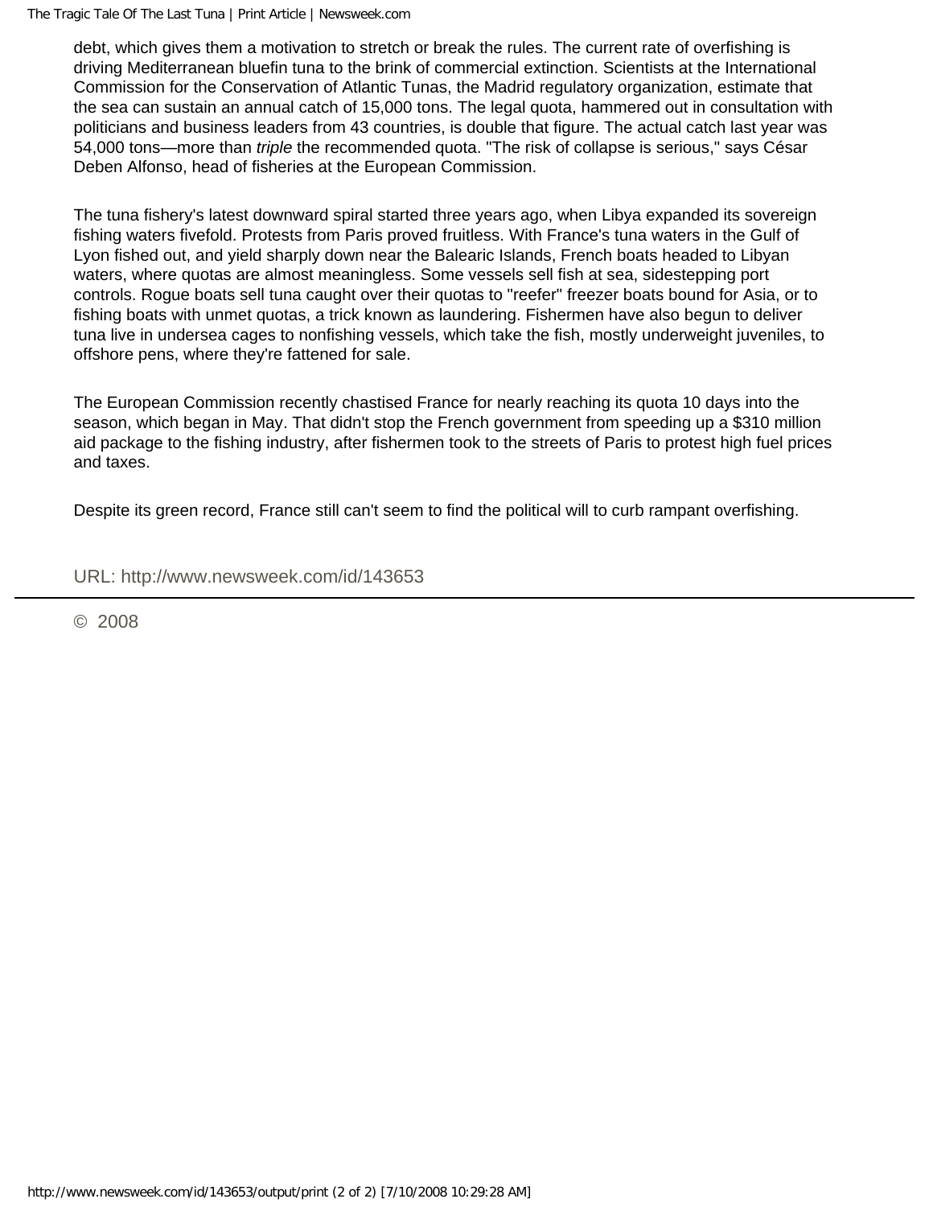debt, which gives them a motivation to stretch or break the rules. The current rate of overfishing is driving Mediterranean bluefin tuna to the brink of commercial extinction. Scientists at the International Commission for the Conservation of Atlantic Tunas, the Madrid regulatory organization, estimate that the sea can sustain an annual catch of 15,000 tons. The legal quota, hammered out in consultation with politicians and business leaders from 43 countries, is double that figure. The actual catch last year was 54,000 tons—more than *triple* the recommended quota. "The risk of collapse is serious," says César Deben Alfonso, head of fisheries at the European Commission.

The tuna fishery's latest downward spiral started three years ago, when Libya expanded its sovereign fishing waters fivefold. Protests from Paris proved fruitless. With France's tuna waters in the Gulf of Lyon fished out, and yield sharply down near the Balearic Islands, French boats headed to Libyan waters, where quotas are almost meaningless. Some vessels sell fish at sea, sidestepping port controls. Rogue boats sell tuna caught over their quotas to "reefer" freezer boats bound for Asia, or to fishing boats with unmet quotas, a trick known as laundering. Fishermen have also begun to deliver tuna live in undersea cages to nonfishing vessels, which take the fish, mostly underweight juveniles, to offshore pens, where they're fattened for sale.

The European Commission recently chastised France for nearly reaching its quota 10 days into the season, which began in May. That didn't stop the French government from speeding up a $310 million aid package to the fishing industry, after fishermen took to the streets of Paris to protest high fuel prices and taxes.

Despite its green record, France still can't seem to find the political will to curb rampant overfishing.

URL: http://www.newsweek.com/id/143653

© 2008